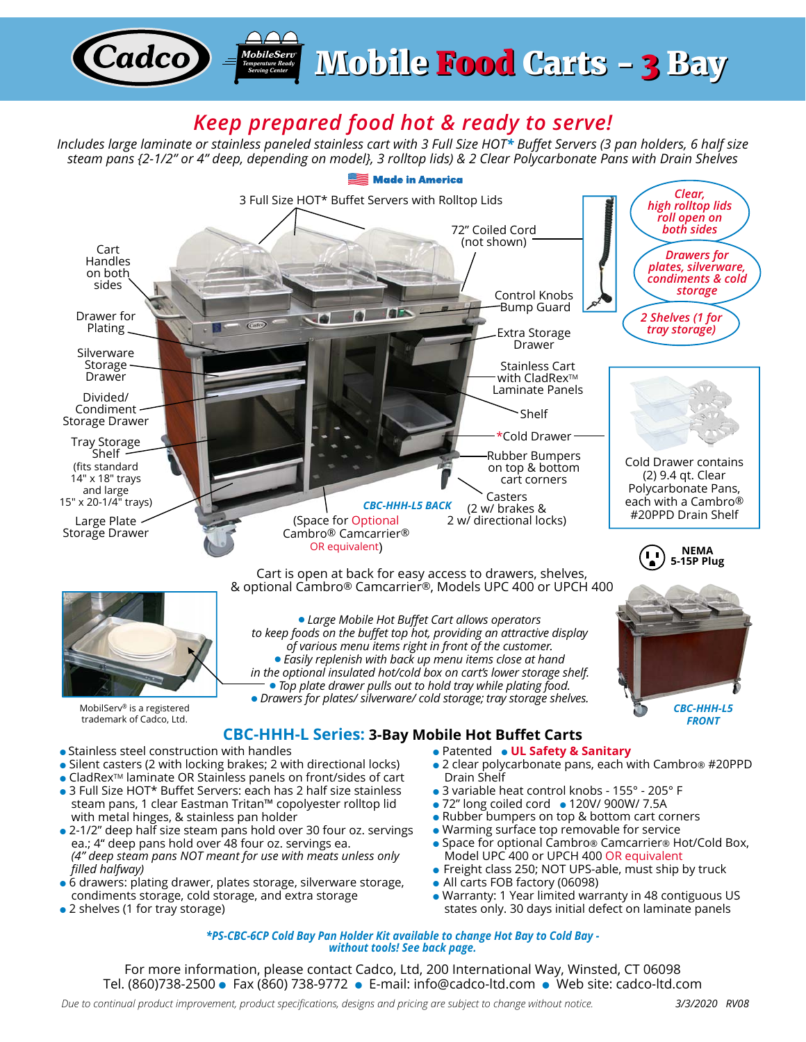# Cadco MobileServ Temperature Ready Serving Center — Mobile Food Carts – 3 Bay

## *Keep prepared food hot & ready to serve!*

*Includes large laminate or stainless paneled stainless cart with 3 Full Size HOT* Buffet Servers (3 pan holders, 6 half size steam pans {2-1/2" or 4" deep, depending on model}, 3 rolltop lids) & 2 Clear Polycarbonate Pans with Drain Shelves*

**Made in America**

3 Full Size HOT* Buffet Servers with Rolltop Lids

72" Coiled Cord (not shown)

Cart Handles on both sides

Drawer for Plating

Silverware Storage Drawer

Divided/ Condiment Storage Drawer

Tray Storage Shelf (fits standard 14" x 18" trays and large 15" x 20-1/4" trays)

Large Plate Storage Drawer

Control Knobs

Bump Guard

Extra Storage Drawer

Stainless Cart with CladRex™ Laminate Panels

Shelf

*Cold Drawer

Rubber Bumpers on top & bottom cart corners

Casters (2 w/ brakes & 2 w/ directional locks)

**CBC-HHH-L5 BACK**

(Space for Optional Cambro® Camcarrier® OR equivalent)

*Clear, high rolltop lids roll open on both sides*

*Drawers for plates, silverware, condiments & cold storage*

*2 Shelves (1 for tray storage)*

Cold Drawer contains (2) 9.4 qt. Clear Polycarbonate Pans, each with a Cambro® #20PPD Drain Shelf

**NEMA 5-15P Plug**

Cart is open at back for easy access to drawers, shelves, & optional Cambro® Camcarrier®, Models UPC 400 or UPCH 400

- *Large Mobile Hot Buffet Cart allows operators to keep foods on the buffet top hot, providing an attractive display of various menu items right in front of the customer.*
- *Easily replenish with back up menu items close at hand in the optional insulated hot/cold box on cart's lower storage shelf.*
- *Top plate drawer pulls out to hold tray while plating food.*
- *Drawers for plates/ silverware/ cold storage; tray storage shelves.*

MobilServ® is a registered trademark of Cadco, Ltd.

**CBC-HHH-L5 FRONT**

## CBC-HHH-L Series: 3-Bay Mobile Hot Buffet Carts

- Stainless steel construction with handles
- Silent casters (2 with locking brakes; 2 with directional locks)
- CladRex™ laminate OR Stainless panels on front/sides of cart
- 3 Full Size HOT* Buffet Servers: each has 2 half size stainless steam pans, 1 clear Eastman Tritan™ copolyester rolltop lid with metal hinges, & stainless pan holder
- 2-1/2" deep half size steam pans hold over 30 four oz. servings ea.; 4" deep pans hold over 48 four oz. servings ea. *(4" deep steam pans NOT meant for use with meats unless only filled halfway)*
- 6 drawers: plating drawer, plates storage, silverware storage, condiments storage, cold storage, and extra storage
- 2 shelves (1 for tray storage)
- Patented
- **UL Safety & Sanitary**
- 2 clear polycarbonate pans, each with Cambro® #20PPD Drain Shelf
- 3 variable heat control knobs - 155° - 205° F
- 72" long coiled cord
- 120V/ 900W/ 7.5A
- Rubber bumpers on top & bottom cart corners
- Warming surface top removable for service
- Space for optional Cambro® Camcarrier® Hot/Cold Box, Model UPC 400 or UPCH 400 OR equivalent
- Freight class 250; NOT UPS-able, must ship by truck
- All carts FOB factory (06098)
- Warranty: 1 Year limited warranty in 48 contiguous US states only. 30 days initial defect on laminate panels

***PS-CBC-6CP Cold Bay Pan Holder Kit available to change Hot Bay to Cold Bay - without tools! See back page.***

For more information, please contact Cadco, Ltd, 200 International Way, Winsted, CT 06098
Tel. (860)738-2500 ● Fax (860) 738-9772 ● E-mail: info@cadco-ltd.com ● Web site: cadco-ltd.com

*Due to continual product improvement, product specifications, designs and pricing are subject to change without notice.* 3/3/2020 RV08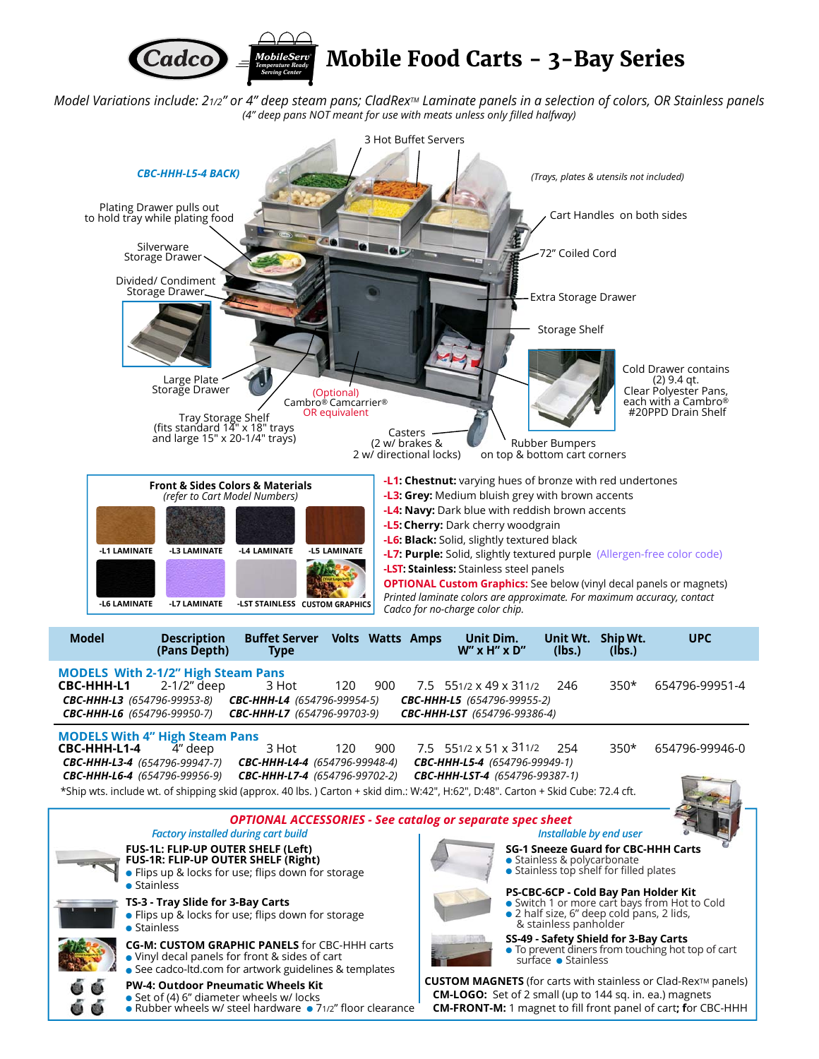# Cadco MobileServ Temperature Ready Serving Center — Mobile Food Carts - 3-Bay Series

*Model Variations include: 2 1/2" or 4" deep steam pans; CladRex™ Laminate panels in a selection of colors, OR Stainless panels*
*(4" deep pans NOT meant for use with meats unless only filled halfway)*

3 Hot Buffet Servers

*CBC-HHH-L5-4 BACK)*

*(Trays, plates & utensils not included)*

Plating Drawer pulls out to hold tray while plating food

Cart Handles on both sides

Silverware Storage Drawer

72" Coiled Cord

Divided/ Condiment Storage Drawer

Extra Storage Drawer

Storage Shelf

Cold Drawer contains (2) 9.4 qt. Clear Polyester Pans, each with a Cambro® #20PPD Drain Shelf

Large Plate Storage Drawer

(Optional) Cambro® Camcarrier® OR equivalent

Tray Storage Shelf (fits standard 14" x 18" trays and large 15" x 20-1/4" trays)

Casters (2 w/ brakes & 2 w/ directional locks)

Rubber Bumpers on top & bottom cart corners

**Front & Sides Colors & Materials**
*(refer to Cart Model Numbers)*

-L1 LAMINATE, -L3 LAMINATE, -L4 LAMINATE, -L5 LAMINATE, -L6 LAMINATE, -L7 LAMINATE, -LST STAINLESS, CUSTOM GRAPHICS

- **-L1: Chestnut:** varying hues of bronze with red undertones
- **-L3: Grey:** Medium bluish grey with brown accents
- **-L4: Navy:** Dark blue with reddish brown accents
- **-L5: Cherry:** Dark cherry woodgrain
- **-L6: Black:** Solid, slightly textured black
- **-L7: Purple:** Solid, slightly textured purple (Allergen-free color code)
- **-LST: Stainless:** Stainless steel panels
- **OPTIONAL Custom Graphics:** See below (vinyl decal panels or magnets)

*Printed laminate colors are approximate. For maximum accuracy, contact Cadco for no-charge color chip.*

| Model | Description (Pans Depth) | Buffet Server Type | Volts | Watts | Amps | Unit Dim. W" x H" x D" | Unit Wt. (lbs.) | Ship Wt. (lbs.) | UPC |
|---|---|---|---|---|---|---|---|---|---|
| **MODELS With 2-1/2" High Steam Pans** | | | | | | | | | |
| **CBC-HHH-L1** | 2-1/2" deep | 3 Hot | 120 | 900 | 7.5 | 55 1/2 x 49 x 31 1/2 | 246 | 350* | 654796-99951-4 |
| ***CBC-HHH-L3*** *(654796-99953-8)* | ***CBC-HHH-L4*** *(654796-99954-5)* | ***CBC-HHH-L5*** *(654796-99955-2)* | | | | | | | |
| ***CBC-HHH-L6*** *(654796-99950-7)* | ***CBC-HHH-L7*** *(654796-99703-9)* | ***CBC-HHH-LST*** *(654796-99386-4)* | | | | | | | |
| **MODELS With 4" High Steam Pans** | | | | | | | | | |
| **CBC-HHH-L1-4** | 4" deep | 3 Hot | 120 | 900 | 7.5 | 55 1/2 x 51 x 31 1/2 | 254 | 350* | 654796-99946-0 |
| ***CBC-HHH-L3-4*** *(654796-99947-7)* | ***CBC-HHH-L4-4*** *(654796-99948-4)* | ***CBC-HHH-L5-4*** *(654796-99949-1)* | | | | | | | |
| ***CBC-HHH-L6-4*** *(654796-99956-9)* | ***CBC-HHH-L7-4*** *(654796-99702-2)* | ***CBC-HHH-LST-4*** *(654796-99387-1)* | | | | | | | |

*Ship wts. include wt. of shipping skid (approx. 40 lbs. ) Carton + skid dim.: W:42", H:62", D:48". Carton + Skid Cube: 72.4 cft.

## OPTIONAL ACCESSORIES - See catalog or separate spec sheet

*Factory installed during cart build*

**FUS-1L: FLIP-UP OUTER SHELF (Left)**
**FUS-1R: FLIP-UP OUTER SHELF (Right)**
- Flips up & locks for use; flips down for storage
- Stainless

**TS-3 - Tray Slide for 3-Bay Carts**
- Flips up & locks for use; flips down for storage
- Stainless

**CG-M: CUSTOM GRAPHIC PANELS** for CBC-HHH carts
- Vinyl decal panels for front & sides of cart
- See cadco-ltd.com for artwork guidelines & templates

**PW-4: Outdoor Pneumatic Wheels Kit**
- Set of (4) 6" diameter wheels w/ locks
- Rubber wheels w/ steel hardware
- 7 1/2" floor clearance

*Installable by end user*

**SG-1 Sneeze Guard for CBC-HHH Carts**
- Stainless & polycarbonate
- Stainless top shelf for filled plates

**PS-CBC-6CP - Cold Bay Pan Holder Kit**
- Switch 1 or more cart bays from Hot to Cold
- 2 half size, 6" deep cold pans, 2 lids, & stainless panholder

**SS-49 - Safety Shield for 3-Bay Carts**
- To prevent diners from touching hot top of cart surface
- Stainless

**CUSTOM MAGNETS** (for carts with stainless or Clad-Rex™ panels)
**CM-LOGO:** Set of 2 small (up to 144 sq. in. ea.) magnets
**CM-FRONT-M:** 1 magnet to fill front panel of cart; for CBC-HHH